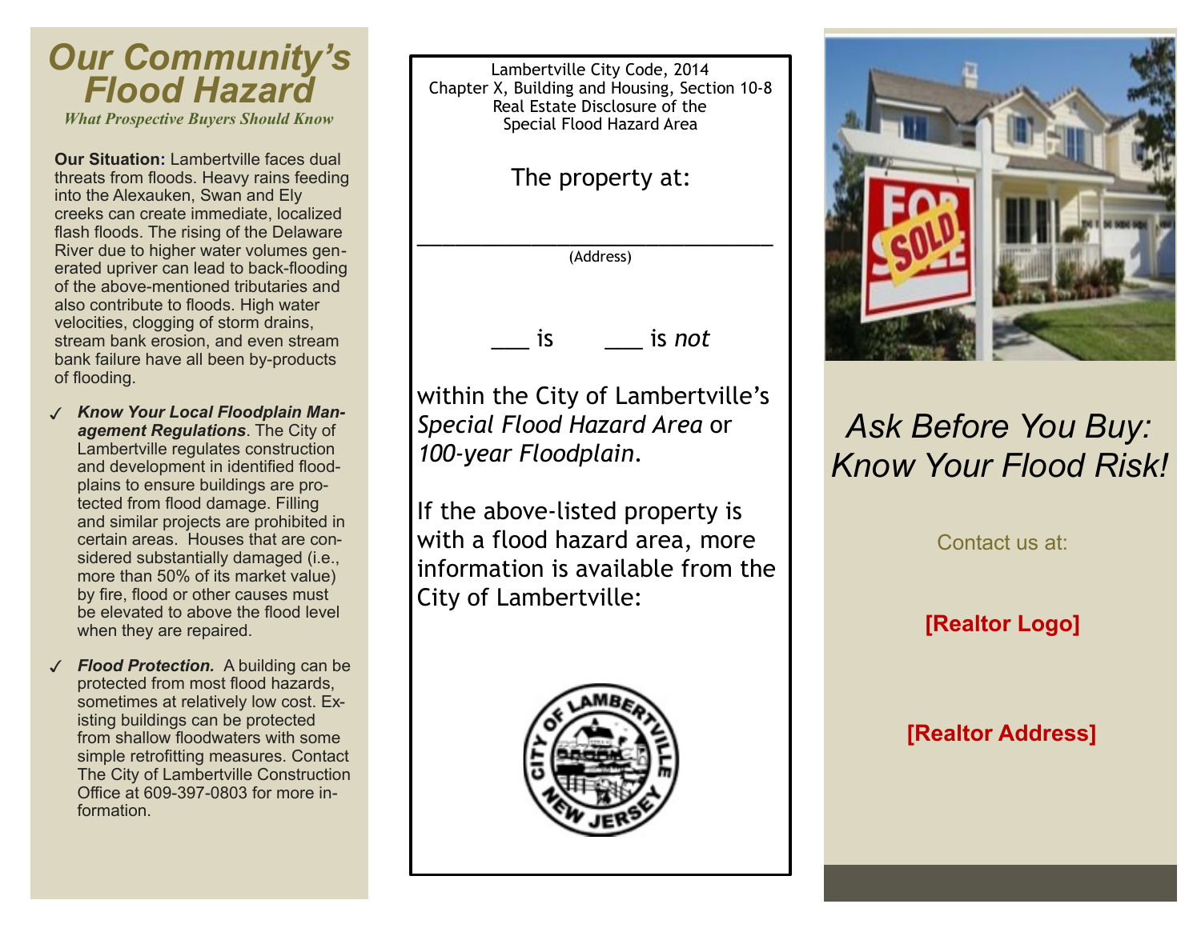# Our Community's Flood Hazard

*What Prospective Buyers Should Know*

**Our Situation:** Lambertville faces dual threats from floods. Heavy rains feeding into the Alexauken, Swan and Ely creeks can create immediate, localized flash floods. The rising of the Delaware River due to higher water volumes generated upriver can lead to back-flooding of the above-mentioned tributaries and also contribute to floods. High water velocities, clogging of storm drains, stream bank erosion, and even stream bank failure have all been by-products of flooding.

- ***Know Your Local Floodplain Management Regulations***. The City of Lambertville regulates construction and development in identified floodplains to ensure buildings are protected from flood damage. Filling and similar projects are prohibited in certain areas. Houses that are considered substantially damaged (i.e., more than 50% of its market value) by fire, flood or other causes must be elevated to above the flood level when they are repaired.
- ***Flood Protection.*** A building can be protected from most flood hazards, sometimes at relatively low cost. Existing buildings can be protected from shallow floodwaters with some simple retrofitting measures. Contact The City of Lambertville Construction Office at 609-397-0803 for more information.

---

Lambertville City Code, 2014
Chapter X, Building and Housing, Section 10-8
Real Estate Disclosure of the
Special Flood Hazard Area

The property at:

________________________________
(Address)

___ is ___ is *not*

within the City of Lambertville's *Special Flood Hazard Area* or *100-year Floodplain*.

If the above-listed property is with a flood hazard area, more information is available from the City of Lambertville:

CITY OF LAMBERTVILLE NEW JERSEY

---

## Ask Before You Buy: Know Your Flood Risk!

Contact us at:

**[Realtor Logo]**

**[Realtor Address]**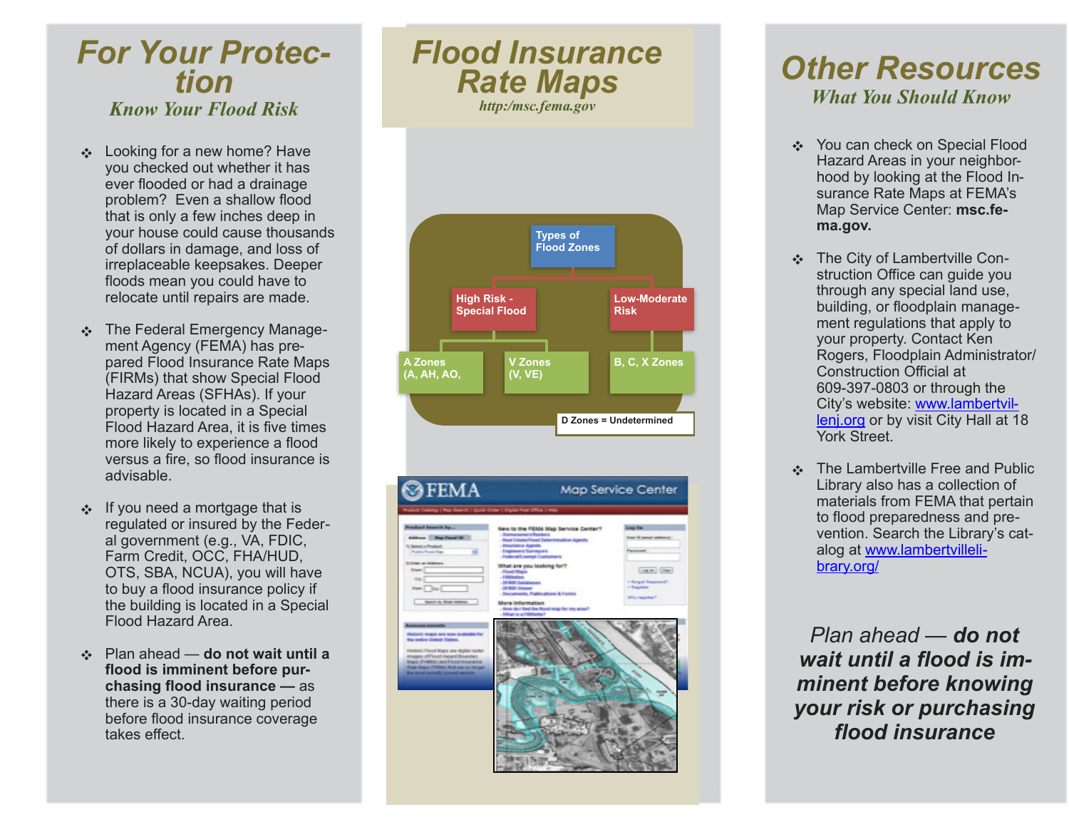# For Your Protection

### *Know Your Flood Risk*

- Looking for a new home? Have you checked out whether it has ever flooded or had a drainage problem? Even a shallow flood that is only a few inches deep in your house could cause thousands of dollars in damage, and loss of irreplaceable keepsakes. Deeper floods mean you could have to relocate until repairs are made.

- The Federal Emergency Management Agency (FEMA) has prepared Flood Insurance Rate Maps (FIRMs) that show Special Flood Hazard Areas (SFHAs). If your property is located in a Special Flood Hazard Area, it is five times more likely to experience a flood versus a fire, so flood insurance is advisable.

- If you need a mortgage that is regulated or insured by the Federal government (e.g., VA, FDIC, Farm Credit, OCC, FHA/HUD, OTS, SBA, NCUA), you will have to buy a flood insurance policy if the building is located in a Special Flood Hazard Area.

- Plan ahead — **do not wait until a flood is imminent before purchasing flood insurance** — as there is a 30-day waiting period before flood insurance coverage takes effect.

# Flood Insurance Rate Maps

*http:/msc.fema.gov*

Types of Flood Zones

High Risk - Special Flood

Low-Moderate Risk

A Zones (A, AH, AO,

V Zones (V, VE)

B, C, X Zones

D Zones = Undetermined

# Other Resources

### *What You Should Know*

- You can check on Special Flood Hazard Areas in your neighborhood by looking at the Flood Insurance Rate Maps at FEMA's Map Service Center: **msc.fema.gov.**

- The City of Lambertville Construction Office can guide you through any special land use, building, or floodplain management regulations that apply to your property. Contact Ken Rogers, Floodplain Administrator/Construction Official at 609-397-0803 or through the City's website: www.lambertvillenj.org or by visit City Hall at 18 York Street.

- The Lambertville Free and Public Library also has a collection of materials from FEMA that pertain to flood preparedness and prevention. Search the Library's catalog at www.lambertvillelibrary.org/

*Plan ahead — **do not wait until a flood is imminent before knowing your risk or purchasing flood insurance***